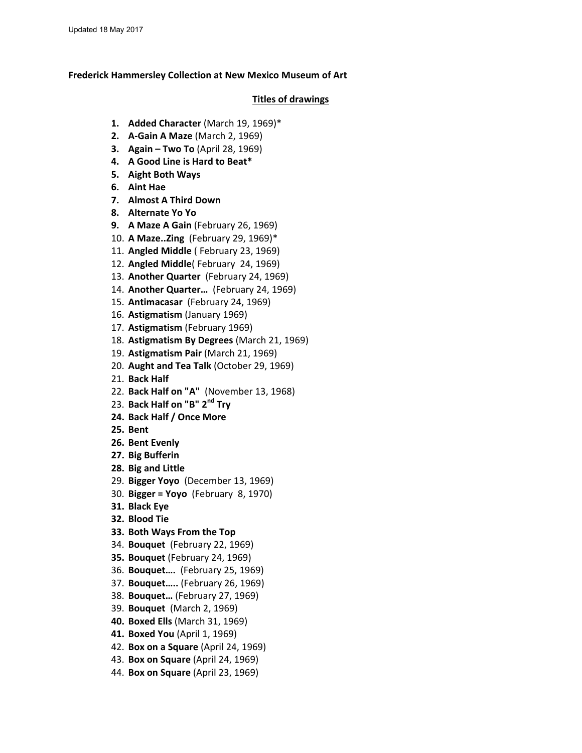Updated 18 May 2017

**Frederick Hammersley Collection at New Mexico Museum of Art**

**Titles of drawings**

1. **Added Character** (March 19, 1969)*
2. **A-Gain A Maze** (March 2, 1969)
3. **Again – Two To** (April 28, 1969)
4. **A Good Line is Hard to Beat***
5. **Aight Both Ways**
6. **Aint Hae**
7. **Almost A Third Down**
8. **Alternate Yo Yo**
9. **A Maze A Gain** (February 26, 1969)
10. **A Maze..Zing** (February 29, 1969)*
11. **Angled Middle** ( February 23, 1969)
12. **Angled Middle**( February 24, 1969)
13. **Another Quarter** (February 24, 1969)
14. **Another Quarter…** (February 24, 1969)
15. **Antimacasar** (February 24, 1969)
16. **Astigmatism** (January 1969)
17. **Astigmatism** (February 1969)
18. **Astigmatism By Degrees** (March 21, 1969)
19. **Astigmatism Pair** (March 21, 1969)
20. **Aught and Tea Talk** (October 29, 1969)
21. **Back Half**
22. **Back Half on "A"** (November 13, 1968)
23. **Back Half on "B" 2nd Try**
24. **Back Half / Once More**
25. **Bent**
26. **Bent Evenly**
27. **Big Bufferin**
28. **Big and Little**
29. **Bigger Yoyo** (December 13, 1969)
30. **Bigger = Yoyo** (February 8, 1970)
31. **Black Eye**
32. **Blood Tie**
33. **Both Ways From the Top**
34. **Bouquet** (February 22, 1969)
35. **Bouquet** (February 24, 1969)
36. **Bouquet….** (February 25, 1969)
37. **Bouquet…..** (February 26, 1969)
38. **Bouquet…** (February 27, 1969)
39. **Bouquet** (March 2, 1969)
40. **Boxed Ells** (March 31, 1969)
41. **Boxed You** (April 1, 1969)
42. **Box on a Square** (April 24, 1969)
43. **Box on Square** (April 24, 1969)
44. **Box on Square** (April 23, 1969)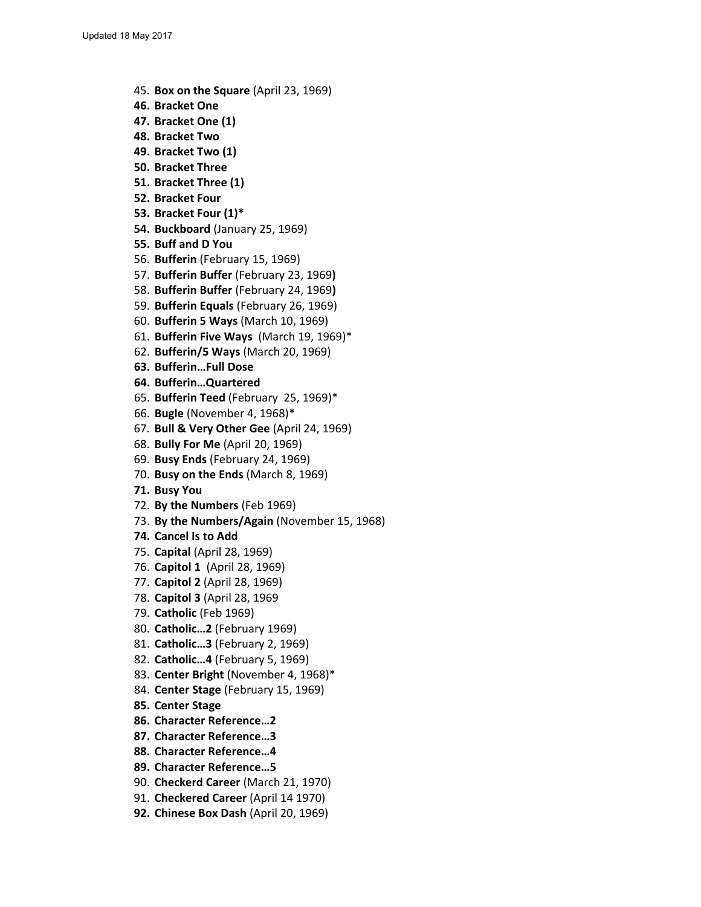45. **Box on the Square** (April 23, 1969)
46. **Bracket One**
47. **Bracket One (1)**
48. **Bracket Two**
49. **Bracket Two (1)**
50. **Bracket Three**
51. **Bracket Three (1)**
52. **Bracket Four**
53. **Bracket Four (1)***
54. **Buckboard** (January 25, 1969)
55. **Buff and D You**
56. **Bufferin** (February 15, 1969)
57. **Bufferin Buffer** (February 23, 1969)
58. **Bufferin Buffer** (February 24, 1969)
59. **Bufferin Equals** (February 26, 1969)
60. **Bufferin 5 Ways** (March 10, 1969)
61. **Bufferin Five Ways** (March 19, 1969)*
62. **Bufferin/5 Ways** (March 20, 1969)
63. **Bufferin…Full Dose**
64. **Bufferin…Quartered**
65. **Bufferin Teed** (February 25, 1969)*
66. **Bugle** (November 4, 1968)*
67. **Bull & Very Other Gee** (April 24, 1969)
68. **Bully For Me** (April 20, 1969)
69. **Busy Ends** (February 24, 1969)
70. **Busy on the Ends** (March 8, 1969)
71. **Busy You**
72. **By the Numbers** (Feb 1969)
73. **By the Numbers/Again** (November 15, 1968)
74. **Cancel Is to Add**
75. **Capital** (April 28, 1969)
76. **Capitol 1** (April 28, 1969)
77. **Capitol 2** (April 28, 1969)
78. **Capitol 3** (April 28, 1969
79. **Catholic** (Feb 1969)
80. **Catholic…2** (February 1969)
81. **Catholic…3** (February 2, 1969)
82. **Catholic…4** (February 5, 1969)
83. **Center Bright** (November 4, 1968)*
84. **Center Stage** (February 15, 1969)
85. **Center Stage**
86. **Character Reference…2**
87. **Character Reference…3**
88. **Character Reference…4**
89. **Character Reference…5**
90. **Checkerd Career** (March 21, 1970)
91. **Checkered Career** (April 14 1970)
92. **Chinese Box Dash** (April 20, 1969)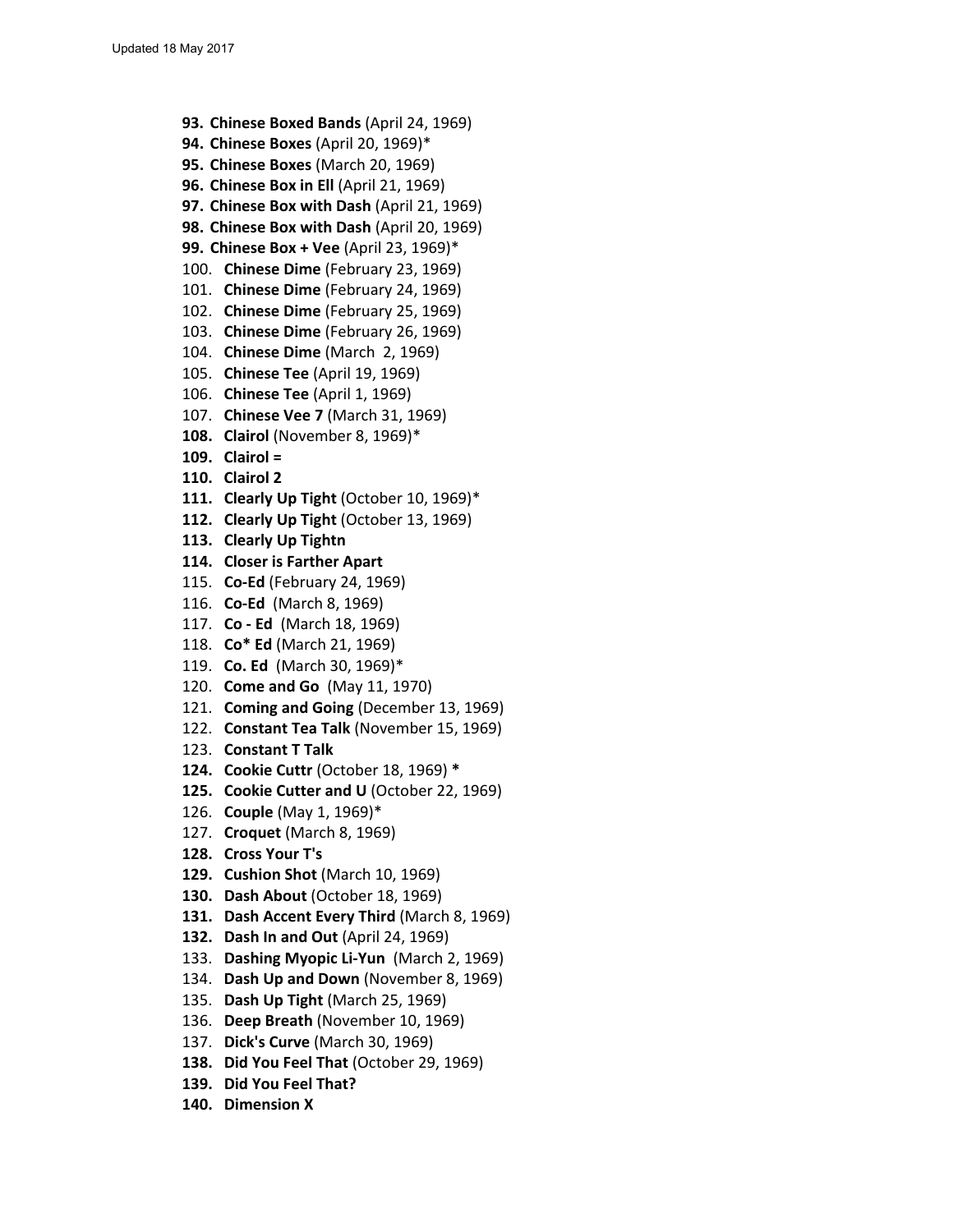93. **Chinese Boxed Bands** (April 24, 1969)
94. **Chinese Boxes** (April 20, 1969)*
95. **Chinese Boxes** (March 20, 1969)
96. **Chinese Box in Ell** (April 21, 1969)
97. **Chinese Box with Dash** (April 21, 1969)
98. **Chinese Box with Dash** (April 20, 1969)
99. **Chinese Box + Vee** (April 23, 1969)*
100. **Chinese Dime** (February 23, 1969)
101. **Chinese Dime** (February 24, 1969)
102. **Chinese Dime** (February 25, 1969)
103. **Chinese Dime** (February 26, 1969)
104. **Chinese Dime** (March  2, 1969)
105. **Chinese Tee** (April 19, 1969)
106. **Chinese Tee** (April 1, 1969)
107. **Chinese Vee 7** (March 31, 1969)
108. **Clairol** (November 8, 1969)*
109. **Clairol =**
110. **Clairol 2**
111. **Clearly Up Tight** (October 10, 1969)*
112. **Clearly Up Tight** (October 13, 1969)
113. **Clearly Up Tightn**
114. **Closer is Farther Apart**
115. **Co-Ed** (February 24, 1969)
116. **Co-Ed** (March 8, 1969)
117. **Co - Ed** (March 18, 1969)
118. **Co* Ed** (March 21, 1969)
119. **Co. Ed** (March 30, 1969)*
120. **Come and Go** (May 11, 1970)
121. **Coming and Going** (December 13, 1969)
122. **Constant Tea Talk** (November 15, 1969)
123. **Constant T Talk**
124. **Cookie Cuttr** (October 18, 1969) *
125. **Cookie Cutter and U** (October 22, 1969)
126. **Couple** (May 1, 1969)*
127. **Croquet** (March 8, 1969)
128. **Cross Your T's**
129. **Cushion Shot** (March 10, 1969)
130. **Dash About** (October 18, 1969)
131. **Dash Accent Every Third** (March 8, 1969)
132. **Dash In and Out** (April 24, 1969)
133. **Dashing Myopic Li-Yun** (March 2, 1969)
134. **Dash Up and Down** (November 8, 1969)
135. **Dash Up Tight** (March 25, 1969)
136. **Deep Breath** (November 10, 1969)
137. **Dick's Curve** (March 30, 1969)
138. **Did You Feel That** (October 29, 1969)
139. **Did You Feel That?**
140. **Dimension X**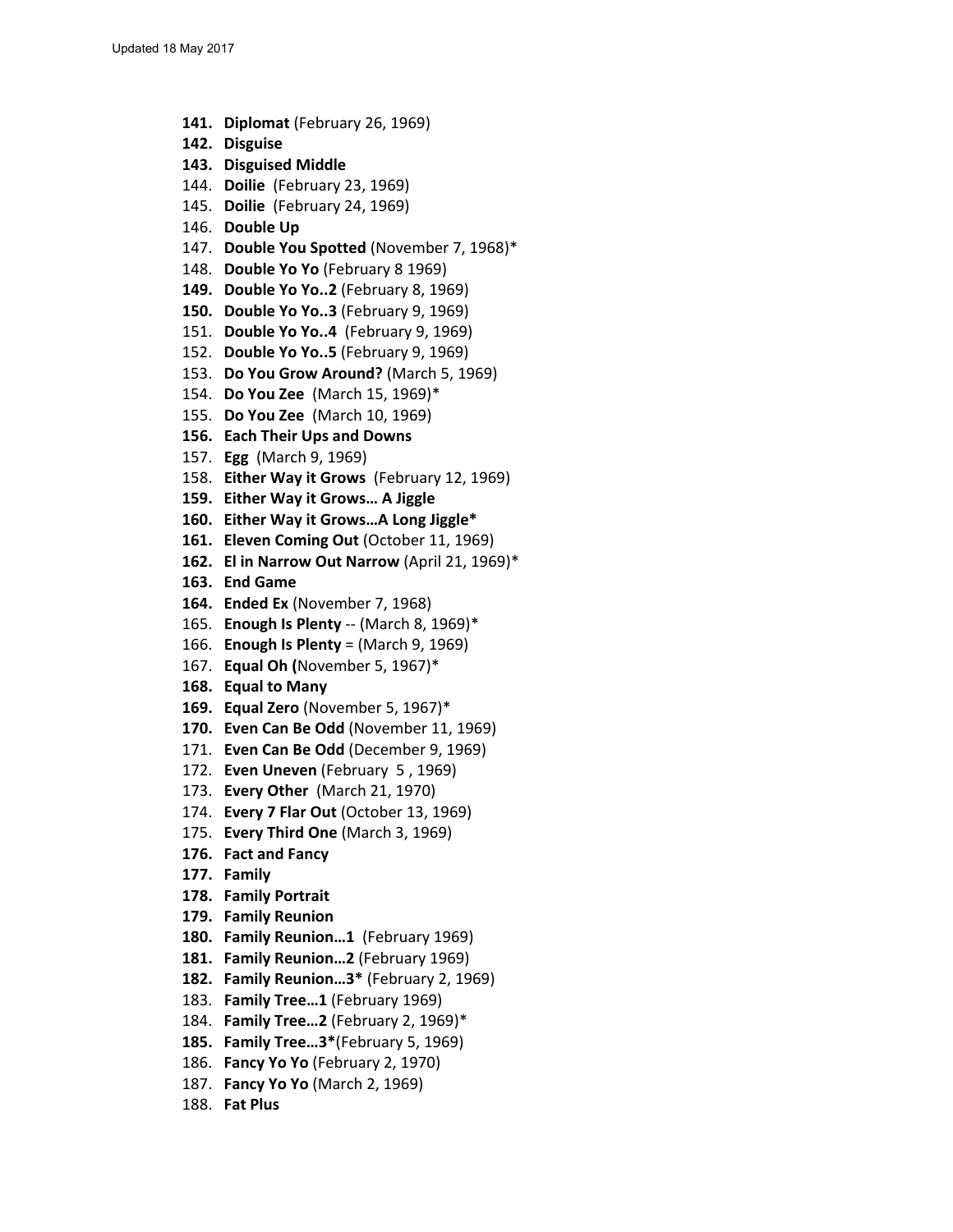141. **Diplomat** (February 26, 1969)
142. **Disguise**
143. **Disguised Middle**
144. **Doilie** (February 23, 1969)
145. **Doilie** (February 24, 1969)
146. **Double Up**
147. **Double You Spotted** (November 7, 1968)*
148. **Double Yo Yo** (February 8 1969)
149. **Double Yo Yo..2** (February 8, 1969)
150. **Double Yo Yo..3** (February 9, 1969)
151. **Double Yo Yo..4** (February 9, 1969)
152. **Double Yo Yo..5** (February 9, 1969)
153. **Do You Grow Around?** (March 5, 1969)
154. **Do You Zee** (March 15, 1969)*
155. **Do You Zee** (March 10, 1969)
156. **Each Their Ups and Downs**
157. **Egg** (March 9, 1969)
158. **Either Way it Grows** (February 12, 1969)
159. **Either Way it Grows… A Jiggle**
160. **Either Way it Grows…A Long Jiggle***
161. **Eleven Coming Out** (October 11, 1969)
162. **El in Narrow Out Narrow** (April 21, 1969)*
163. **End Game**
164. **Ended Ex** (November 7, 1968)
165. **Enough Is Plenty** -- (March 8, 1969)*
166. **Enough Is Plenty** = (March 9, 1969)
167. **Equal Oh (**November 5, 1967)*
168. **Equal to Many**
169. **Equal Zero** (November 5, 1967)*
170. **Even Can Be Odd** (November 11, 1969)
171. **Even Can Be Odd** (December 9, 1969)
172. **Even Uneven** (February 5 , 1969)
173. **Every Other** (March 21, 1970)
174. **Every 7 Flar Out** (October 13, 1969)
175. **Every Third One** (March 3, 1969)
176. **Fact and Fancy**
177. **Family**
178. **Family Portrait**
179. **Family Reunion**
180. **Family Reunion…1** (February 1969)
181. **Family Reunion…2** (February 1969)
182. **Family Reunion…3*** (February 2, 1969)
183. **Family Tree…1** (February 1969)
184. **Family Tree…2** (February 2, 1969)*
185. **Family Tree…3***(February 5, 1969)
186. **Fancy Yo Yo** (February 2, 1970)
187. **Fancy Yo Yo** (March 2, 1969)
188. **Fat Plus**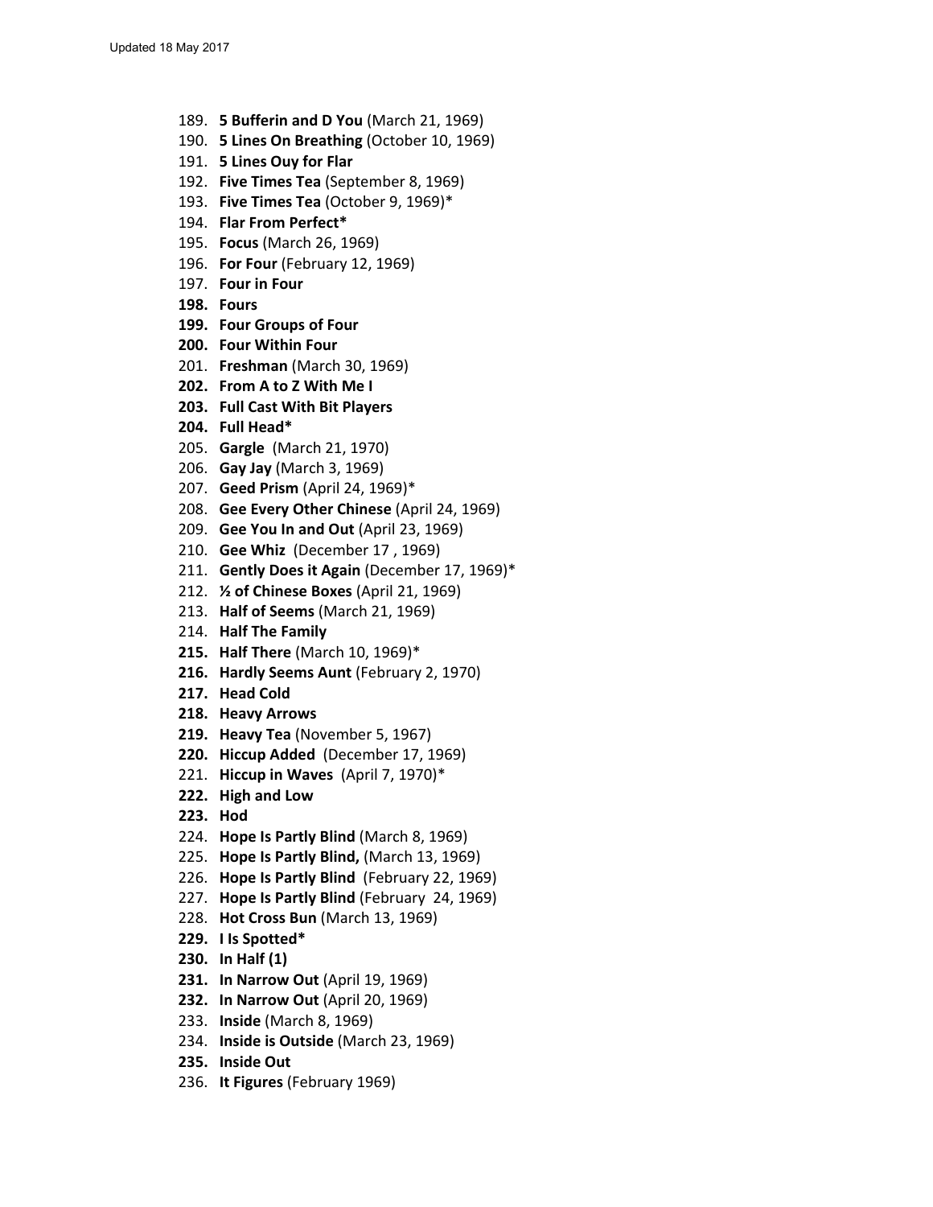189. **5 Bufferin and D You** (March 21, 1969)
190. **5 Lines On Breathing** (October 10, 1969)
191. **5 Lines Ouy for Flar**
192. **Five Times Tea** (September 8, 1969)
193. **Five Times Tea** (October 9, 1969)*
194. **Flar From Perfect***
195. **Focus** (March 26, 1969)
196. **For Four** (February 12, 1969)
197. **Four in Four**
198. **Fours**
199. **Four Groups of Four**
200. **Four Within Four**
201. **Freshman** (March 30, 1969)
202. **From A to Z With Me I**
203. **Full Cast With Bit Players**
204. **Full Head***
205. **Gargle** (March 21, 1970)
206. **Gay Jay** (March 3, 1969)
207. **Geed Prism** (April 24, 1969)*
208. **Gee Every Other Chinese** (April 24, 1969)
209. **Gee You In and Out** (April 23, 1969)
210. **Gee Whiz** (December 17 , 1969)
211. **Gently Does it Again** (December 17, 1969)*
212. **½ of Chinese Boxes** (April 21, 1969)
213. **Half of Seems** (March 21, 1969)
214. **Half The Family**
215. **Half There** (March 10, 1969)*
216. **Hardly Seems Aunt** (February 2, 1970)
217. **Head Cold**
218. **Heavy Arrows**
219. **Heavy Tea** (November 5, 1967)
220. **Hiccup Added** (December 17, 1969)
221. **Hiccup in Waves** (April 7, 1970)*
222. **High and Low**
223. **Hod**
224. **Hope Is Partly Blind** (March 8, 1969)
225. **Hope Is Partly Blind,** (March 13, 1969)
226. **Hope Is Partly Blind** (February 22, 1969)
227. **Hope Is Partly Blind** (February 24, 1969)
228. **Hot Cross Bun** (March 13, 1969)
229. **I Is Spotted***
230. **In Half (1)**
231. **In Narrow Out** (April 19, 1969)
232. **In Narrow Out** (April 20, 1969)
233. **Inside** (March 8, 1969)
234. **Inside is Outside** (March 23, 1969)
235. **Inside Out**
236. **It Figures** (February 1969)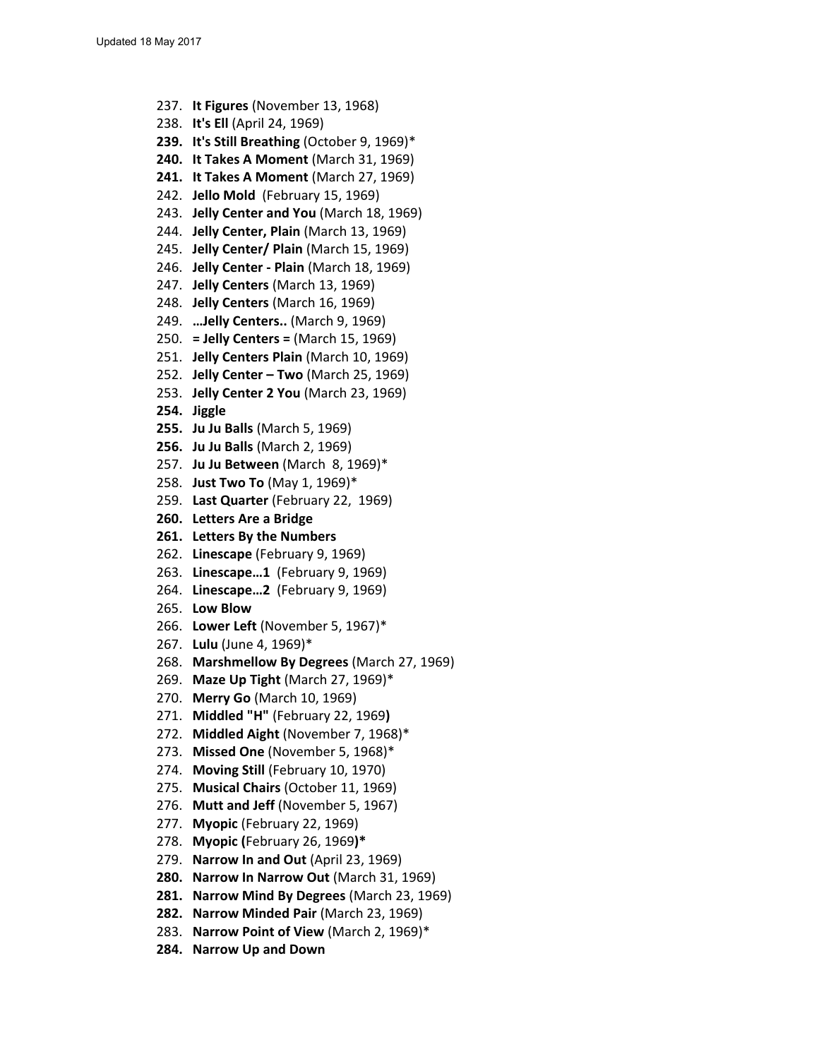237. **It Figures** (November 13, 1968)
238. **It's Ell** (April 24, 1969)
239. **It's Still Breathing** (October 9, 1969)*
240. **It Takes A Moment** (March 31, 1969)
241. **It Takes A Moment** (March 27, 1969)
242. **Jello Mold** (February 15, 1969)
243. **Jelly Center and You** (March 18, 1969)
244. **Jelly Center, Plain** (March 13, 1969)
245. **Jelly Center/ Plain** (March 15, 1969)
246. **Jelly Center - Plain** (March 18, 1969)
247. **Jelly Centers** (March 13, 1969)
248. **Jelly Centers** (March 16, 1969)
249. **…Jelly Centers..** (March 9, 1969)
250. **= Jelly Centers =** (March 15, 1969)
251. **Jelly Centers Plain** (March 10, 1969)
252. **Jelly Center – Two** (March 25, 1969)
253. **Jelly Center 2 You** (March 23, 1969)
254. **Jiggle**
255. **Ju Ju Balls** (March 5, 1969)
256. **Ju Ju Balls** (March 2, 1969)
257. **Ju Ju Between** (March 8, 1969)*
258. **Just Two To** (May 1, 1969)*
259. **Last Quarter** (February 22, 1969)
260. **Letters Are a Bridge**
261. **Letters By the Numbers**
262. **Linescape** (February 9, 1969)
263. **Linescape…1** (February 9, 1969)
264. **Linescape…2** (February 9, 1969)
265. **Low Blow**
266. **Lower Left** (November 5, 1967)*
267. **Lulu** (June 4, 1969)*
268. **Marshmellow By Degrees** (March 27, 1969)
269. **Maze Up Tight** (March 27, 1969)*
270. **Merry Go** (March 10, 1969)
271. **Middled "H"** (February 22, 1969**)**
272. **Middled Aight** (November 7, 1968)*
273. **Missed One** (November 5, 1968)*
274. **Moving Still** (February 10, 1970)
275. **Musical Chairs** (October 11, 1969)
276. **Mutt and Jeff** (November 5, 1967)
277. **Myopic** (February 22, 1969)
278. **Myopic (**February 26, 1969**)***
279. **Narrow In and Out** (April 23, 1969)
280. **Narrow In Narrow Out** (March 31, 1969)
281. **Narrow Mind By Degrees** (March 23, 1969)
282. **Narrow Minded Pair** (March 23, 1969)
283. **Narrow Point of View** (March 2, 1969)*
284. **Narrow Up and Down**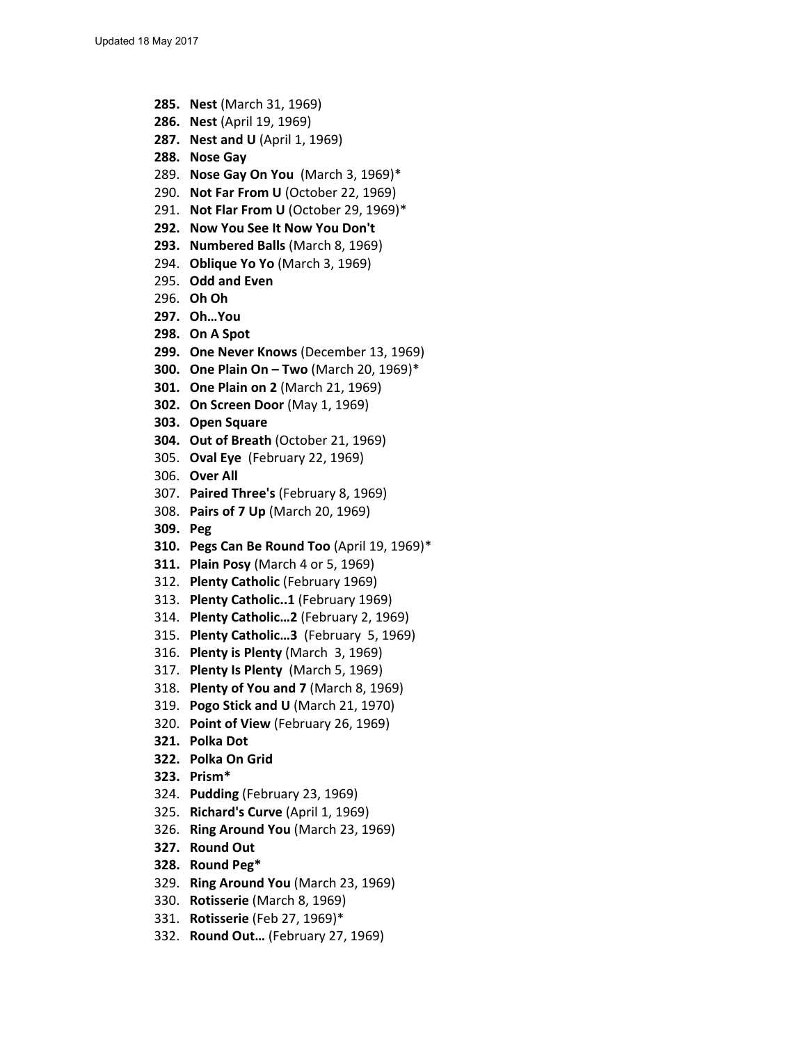285. **Nest** (March 31, 1969)
286. **Nest** (April 19, 1969)
287. **Nest and U** (April 1, 1969)
288. **Nose Gay**
289. **Nose Gay On You** (March 3, 1969)*
290. **Not Far From U** (October 22, 1969)
291. **Not Flar From U** (October 29, 1969)*
292. **Now You See It Now You Don't**
293. **Numbered Balls** (March 8, 1969)
294. **Oblique Yo Yo** (March 3, 1969)
295. **Odd and Even**
296. **Oh Oh**
297. **Oh…You**
298. **On A Spot**
299. **One Never Knows** (December 13, 1969)
300. **One Plain On – Two** (March 20, 1969)*
301. **One Plain on 2** (March 21, 1969)
302. **On Screen Door** (May 1, 1969)
303. **Open Square**
304. **Out of Breath** (October 21, 1969)
305. **Oval Eye** (February 22, 1969)
306. **Over All**
307. **Paired Three's** (February 8, 1969)
308. **Pairs of 7 Up** (March 20, 1969)
309. **Peg**
310. **Pegs Can Be Round Too** (April 19, 1969)*
311. **Plain Posy** (March 4 or 5, 1969)
312. **Plenty Catholic** (February 1969)
313. **Plenty Catholic..1** (February 1969)
314. **Plenty Catholic…2** (February 2, 1969)
315. **Plenty Catholic…3** (February 5, 1969)
316. **Plenty is Plenty** (March 3, 1969)
317. **Plenty Is Plenty** (March 5, 1969)
318. **Plenty of You and 7** (March 8, 1969)
319. **Pogo Stick and U** (March 21, 1970)
320. **Point of View** (February 26, 1969)
321. **Polka Dot**
322. **Polka On Grid**
323. **Prism***
324. **Pudding** (February 23, 1969)
325. **Richard's Curve** (April 1, 1969)
326. **Ring Around You** (March 23, 1969)
327. **Round Out**
328. **Round Peg***
329. **Ring Around You** (March 23, 1969)
330. **Rotisserie** (March 8, 1969)
331. **Rotisserie** (Feb 27, 1969)*
332. **Round Out…** (February 27, 1969)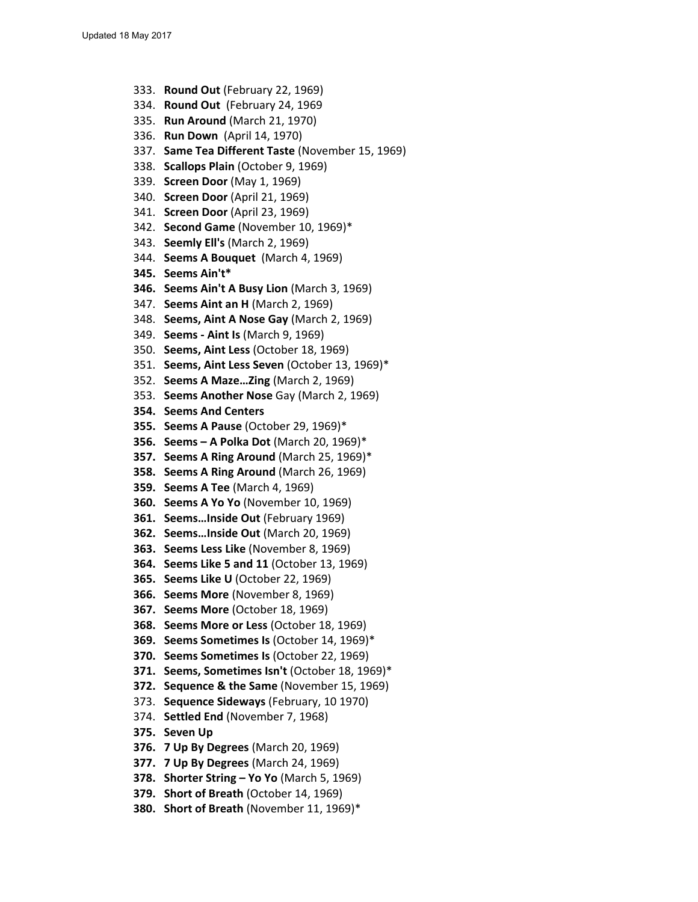333. **Round Out** (February 22, 1969)
334. **Round Out** (February 24, 1969
335. **Run Around** (March 21, 1970)
336. **Run Down** (April 14, 1970)
337. **Same Tea Different Taste** (November 15, 1969)
338. **Scallops Plain** (October 9, 1969)
339. **Screen Door** (May 1, 1969)
340. **Screen Door** (April 21, 1969)
341. **Screen Door** (April 23, 1969)
342. **Second Game** (November 10, 1969)*
343. **Seemly Ell's** (March 2, 1969)
344. **Seems A Bouquet** (March 4, 1969)
345. **Seems Ain't***
346. **Seems Ain't A Busy Lion** (March 3, 1969)
347. **Seems Aint an H** (March 2, 1969)
348. **Seems, Aint A Nose Gay** (March 2, 1969)
349. **Seems - Aint Is** (March 9, 1969)
350. **Seems, Aint Less** (October 18, 1969)
351. **Seems, Aint Less Seven** (October 13, 1969)*
352. **Seems A Maze…Zing** (March 2, 1969)
353. **Seems Another Nose** Gay (March 2, 1969)
354. **Seems And Centers**
355. **Seems A Pause** (October 29, 1969)*
356. **Seems – A Polka Dot** (March 20, 1969)*
357. **Seems A Ring Around** (March 25, 1969)*
358. **Seems A Ring Around** (March 26, 1969)
359. **Seems A Tee** (March 4, 1969)
360. **Seems A Yo Yo** (November 10, 1969)
361. **Seems…Inside Out** (February 1969)
362. **Seems…Inside Out** (March 20, 1969)
363. **Seems Less Like** (November 8, 1969)
364. **Seems Like 5 and 11** (October 13, 1969)
365. **Seems Like U** (October 22, 1969)
366. **Seems More** (November 8, 1969)
367. **Seems More** (October 18, 1969)
368. **Seems More or Less** (October 18, 1969)
369. **Seems Sometimes Is** (October 14, 1969)*
370. **Seems Sometimes Is** (October 22, 1969)
371. **Seems, Sometimes Isn't** (October 18, 1969)*
372. **Sequence & the Same** (November 15, 1969)
373. **Sequence Sideways** (February, 10 1970)
374. **Settled End** (November 7, 1968)
375. **Seven Up**
376. **7 Up By Degrees** (March 20, 1969)
377. **7 Up By Degrees** (March 24, 1969)
378. **Shorter String – Yo Yo** (March 5, 1969)
379. **Short of Breath** (October 14, 1969)
380. **Short of Breath** (November 11, 1969)*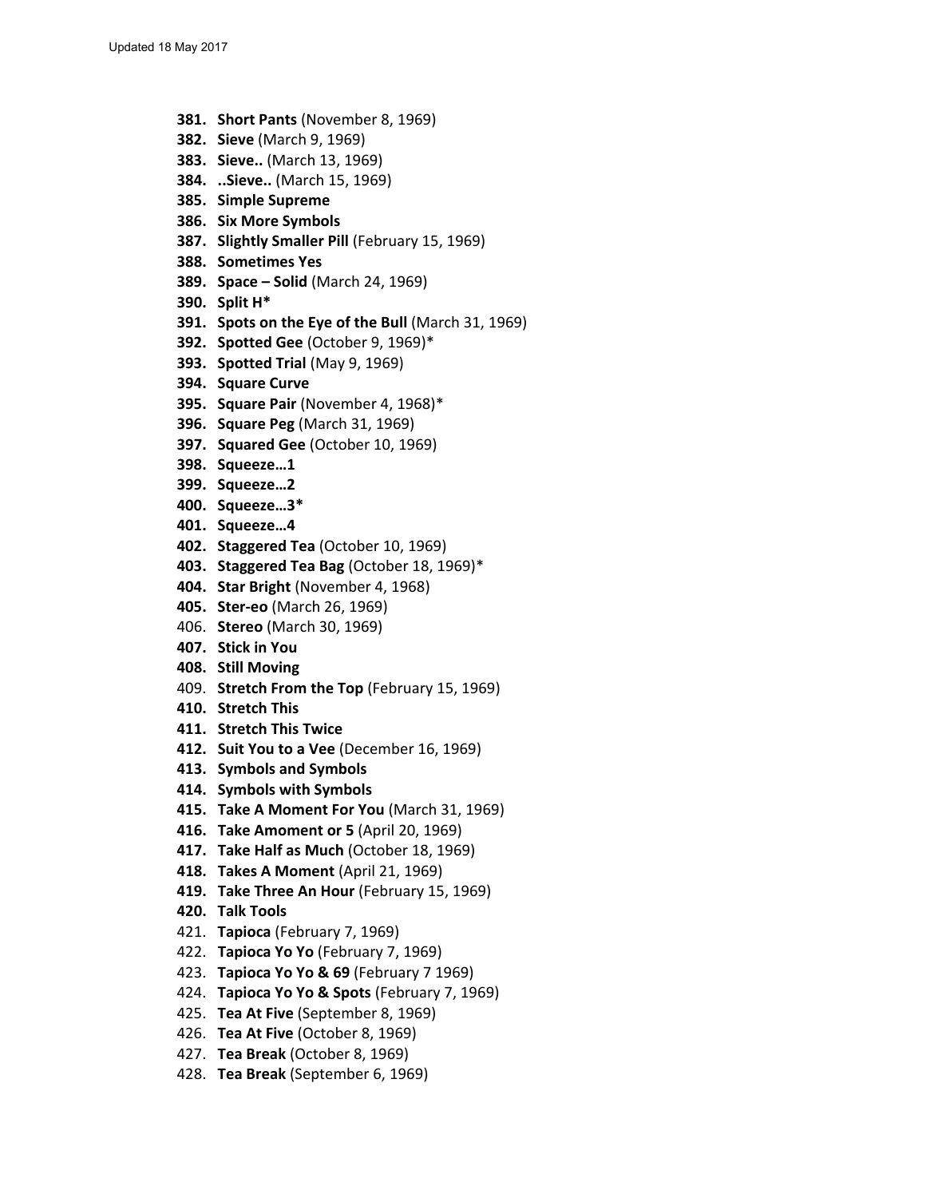381. **Short Pants** (November 8, 1969)
382. **Sieve** (March 9, 1969)
383. **Sieve..** (March 13, 1969)
384. **..Sieve..** (March 15, 1969)
385. **Simple Supreme**
386. **Six More Symbols**
387. **Slightly Smaller Pill** (February 15, 1969)
388. **Sometimes Yes**
389. **Space – Solid** (March 24, 1969)
390. **Split H***
391. **Spots on the Eye of the Bull** (March 31, 1969)
392. **Spotted Gee** (October 9, 1969)*
393. **Spotted Trial** (May 9, 1969)
394. **Square Curve**
395. **Square Pair** (November 4, 1968)*
396. **Square Peg** (March 31, 1969)
397. **Squared Gee** (October 10, 1969)
398. **Squeeze…1**
399. **Squeeze…2**
400. **Squeeze…3***
401. **Squeeze…4**
402. **Staggered Tea** (October 10, 1969)
403. **Staggered Tea Bag** (October 18, 1969)*
404. **Star Bright** (November 4, 1968)
405. **Ster-eo** (March 26, 1969)
406. **Stereo** (March 30, 1969)
407. **Stick in You**
408. **Still Moving**
409. **Stretch From the Top** (February 15, 1969)
410. **Stretch This**
411. **Stretch This Twice**
412. **Suit You to a Vee** (December 16, 1969)
413. **Symbols and Symbols**
414. **Symbols with Symbols**
415. **Take A Moment For You** (March 31, 1969)
416. **Take Amoment or 5** (April 20, 1969)
417. **Take Half as Much** (October 18, 1969)
418. **Takes A Moment** (April 21, 1969)
419. **Take Three An Hour** (February 15, 1969)
420. **Talk Tools**
421. **Tapioca** (February 7, 1969)
422. **Tapioca Yo Yo** (February 7, 1969)
423. **Tapioca Yo Yo & 69** (February 7 1969)
424. **Tapioca Yo Yo & Spots** (February 7, 1969)
425. **Tea At Five** (September 8, 1969)
426. **Tea At Five** (October 8, 1969)
427. **Tea Break** (October 8, 1969)
428. **Tea Break** (September 6, 1969)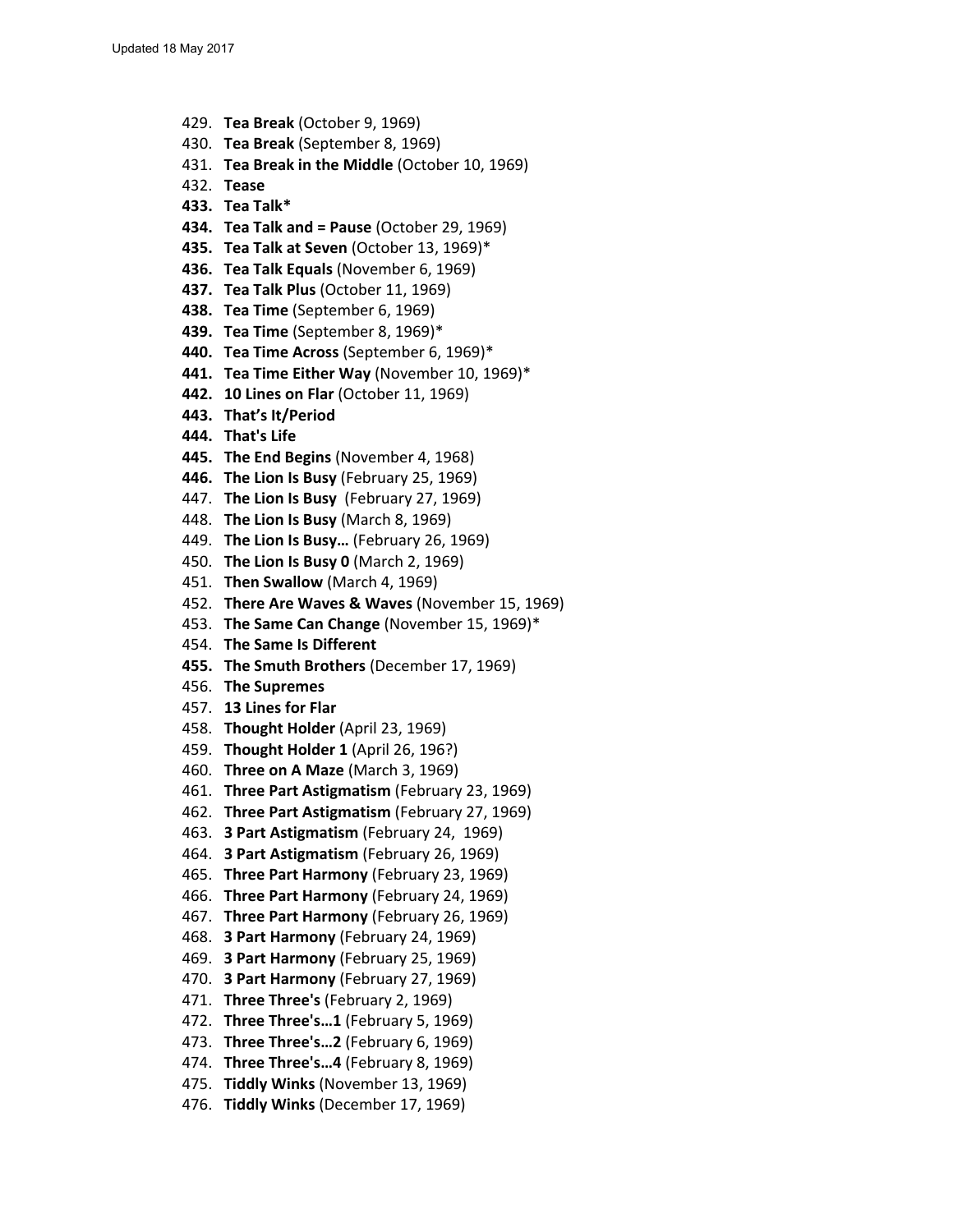429. **Tea Break** (October 9, 1969)
430. **Tea Break** (September 8, 1969)
431. **Tea Break in the Middle** (October 10, 1969)
432. **Tease**
433. **Tea Talk***
434. **Tea Talk and = Pause** (October 29, 1969)
435. **Tea Talk at Seven** (October 13, 1969)*
436. **Tea Talk Equals** (November 6, 1969)
437. **Tea Talk Plus** (October 11, 1969)
438. **Tea Time** (September 6, 1969)
439. **Tea Time** (September 8, 1969)*
440. **Tea Time Across** (September 6, 1969)*
441. **Tea Time Either Way** (November 10, 1969)*
442. **10 Lines on Flar** (October 11, 1969)
443. **That's It/Period**
444. **That's Life**
445. **The End Begins** (November 4, 1968)
446. **The Lion Is Busy** (February 25, 1969)
447. **The Lion Is Busy** (February 27, 1969)
448. **The Lion Is Busy** (March 8, 1969)
449. **The Lion Is Busy…** (February 26, 1969)
450. **The Lion Is Busy 0** (March 2, 1969)
451. **Then Swallow** (March 4, 1969)
452. **There Are Waves & Waves** (November 15, 1969)
453. **The Same Can Change** (November 15, 1969)*
454. **The Same Is Different**
455. **The Smuth Brothers** (December 17, 1969)
456. **The Supremes**
457. **13 Lines for Flar**
458. **Thought Holder** (April 23, 1969)
459. **Thought Holder 1** (April 26, 196?)
460. **Three on A Maze** (March 3, 1969)
461. **Three Part Astigmatism** (February 23, 1969)
462. **Three Part Astigmatism** (February 27, 1969)
463. **3 Part Astigmatism** (February 24, 1969)
464. **3 Part Astigmatism** (February 26, 1969)
465. **Three Part Harmony** (February 23, 1969)
466. **Three Part Harmony** (February 24, 1969)
467. **Three Part Harmony** (February 26, 1969)
468. **3 Part Harmony** (February 24, 1969)
469. **3 Part Harmony** (February 25, 1969)
470. **3 Part Harmony** (February 27, 1969)
471. **Three Three's** (February 2, 1969)
472. **Three Three's…1** (February 5, 1969)
473. **Three Three's…2** (February 6, 1969)
474. **Three Three's…4** (February 8, 1969)
475. **Tiddly Winks** (November 13, 1969)
476. **Tiddly Winks** (December 17, 1969)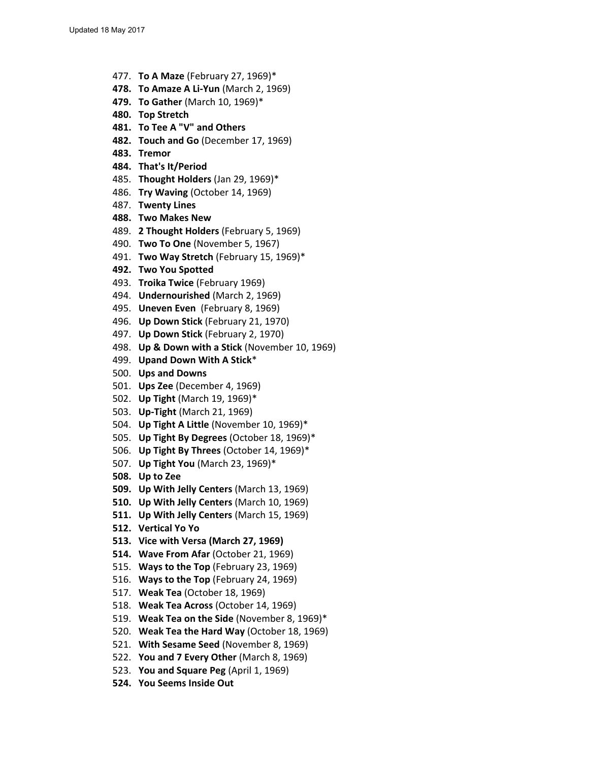477. **To A Maze** (February 27, 1969)*
478. **To Amaze A Li-Yun** (March 2, 1969)
479. **To Gather** (March 10, 1969)*
480. **Top Stretch**
481. **To Tee A "V" and Others**
482. **Touch and Go** (December 17, 1969)
483. **Tremor**
484. **That's It/Period**
485. **Thought Holders** (Jan 29, 1969)*
486. **Try Waving** (October 14, 1969)
487. **Twenty Lines**
488. **Two Makes New**
489. **2 Thought Holders** (February 5, 1969)
490. **Two To One** (November 5, 1967)
491. **Two Way Stretch** (February 15, 1969)*
492. **Two You Spotted**
493. **Troika Twice** (February 1969)
494. **Undernourished** (March 2, 1969)
495. **Uneven Even** (February 8, 1969)
496. **Up Down Stick** (February 21, 1970)
497. **Up Down Stick** (February 2, 1970)
498. **Up & Down with a Stick** (November 10, 1969)
499. **Upand Down With A Stick***
500. **Ups and Downs**
501. **Ups Zee** (December 4, 1969)
502. **Up Tight** (March 19, 1969)*
503. **Up-Tight** (March 21, 1969)
504. **Up Tight A Little** (November 10, 1969)*
505. **Up Tight By Degrees** (October 18, 1969)*
506. **Up Tight By Threes** (October 14, 1969)*
507. **Up Tight You** (March 23, 1969)*
508. **Up to Zee**
509. **Up With Jelly Centers** (March 13, 1969)
510. **Up With Jelly Centers** (March 10, 1969)
511. **Up With Jelly Centers** (March 15, 1969)
512. **Vertical Yo Yo**
513. **Vice with Versa (March 27, 1969)**
514. **Wave From Afar** (October 21, 1969)
515. **Ways to the Top** (February 23, 1969)
516. **Ways to the Top** (February 24, 1969)
517. **Weak Tea** (October 18, 1969)
518. **Weak Tea Across** (October 14, 1969)
519. **Weak Tea on the Side** (November 8, 1969)*
520. **Weak Tea the Hard Way** (October 18, 1969)
521. **With Sesame Seed** (November 8, 1969)
522. **You and 7 Every Other** (March 8, 1969)
523. **You and Square Peg** (April 1, 1969)
524. **You Seems Inside Out**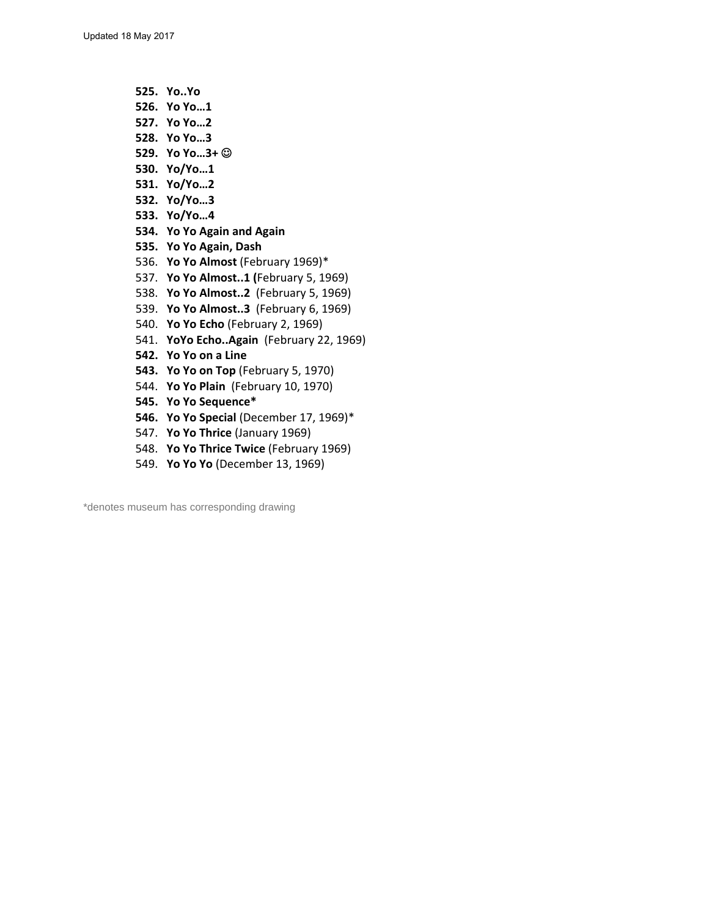Updated 18 May 2017

525. **Yo..Yo**
526. **Yo Yo…1**
527. **Yo Yo…2**
528. **Yo Yo…3**
529. **Yo Yo…3+ ☺**
530. **Yo/Yo…1**
531. **Yo/Yo…2**
532. **Yo/Yo…3**
533. **Yo/Yo…4**
534. **Yo Yo Again and Again**
535. **Yo Yo Again, Dash**
536. **Yo Yo Almost** (February 1969)*
537. **Yo Yo Almost..1 (**February 5, 1969)
538. **Yo Yo Almost..2** (February 5, 1969)
539. **Yo Yo Almost..3** (February 6, 1969)
540. **Yo Yo Echo** (February 2, 1969)
541. **YoYo Echo..Again** (February 22, 1969)
542. **Yo Yo on a Line**
543. **Yo Yo on Top** (February 5, 1970)
544. **Yo Yo Plain** (February 10, 1970)
545. **Yo Yo Sequence***
546. **Yo Yo Special** (December 17, 1969)*
547. **Yo Yo Thrice** (January 1969)
548. **Yo Yo Thrice Twice** (February 1969)
549. **Yo Yo Yo** (December 13, 1969)

*denotes museum has corresponding drawing